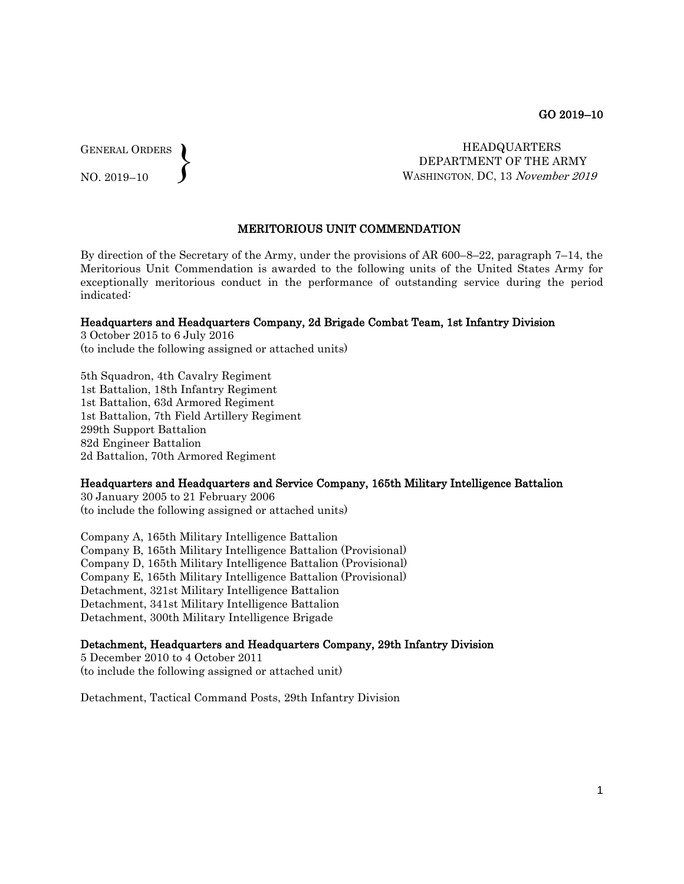GO 2019–10

GENERAL ORDERS
NO. 2019–10

HEADQUARTERS
DEPARTMENT OF THE ARMY
WASHINGTON, DC, 13 *November 2019*

**MERITORIOUS UNIT COMMENDATION**

By direction of the Secretary of the Army, under the provisions of AR 600–8–22, paragraph 7–14, the Meritorious Unit Commendation is awarded to the following units of the United States Army for exceptionally meritorious conduct in the performance of outstanding service during the period indicated:

**Headquarters and Headquarters Company, 2d Brigade Combat Team, 1st Infantry Division**
3 October 2015 to 6 July 2016
(to include the following assigned or attached units)

5th Squadron, 4th Cavalry Regiment
1st Battalion, 18th Infantry Regiment
1st Battalion, 63d Armored Regiment
1st Battalion, 7th Field Artillery Regiment
299th Support Battalion
82d Engineer Battalion
2d Battalion, 70th Armored Regiment

**Headquarters and Headquarters and Service Company, 165th Military Intelligence Battalion**
30 January 2005 to 21 February 2006
(to include the following assigned or attached units)

Company A, 165th Military Intelligence Battalion
Company B, 165th Military Intelligence Battalion (Provisional)
Company D, 165th Military Intelligence Battalion (Provisional)
Company E, 165th Military Intelligence Battalion (Provisional)
Detachment, 321st Military Intelligence Battalion
Detachment, 341st Military Intelligence Battalion
Detachment, 300th Military Intelligence Brigade

**Detachment, Headquarters and Headquarters Company, 29th Infantry Division**
5 December 2010 to 4 October 2011
(to include the following assigned or attached unit)

Detachment, Tactical Command Posts, 29th Infantry Division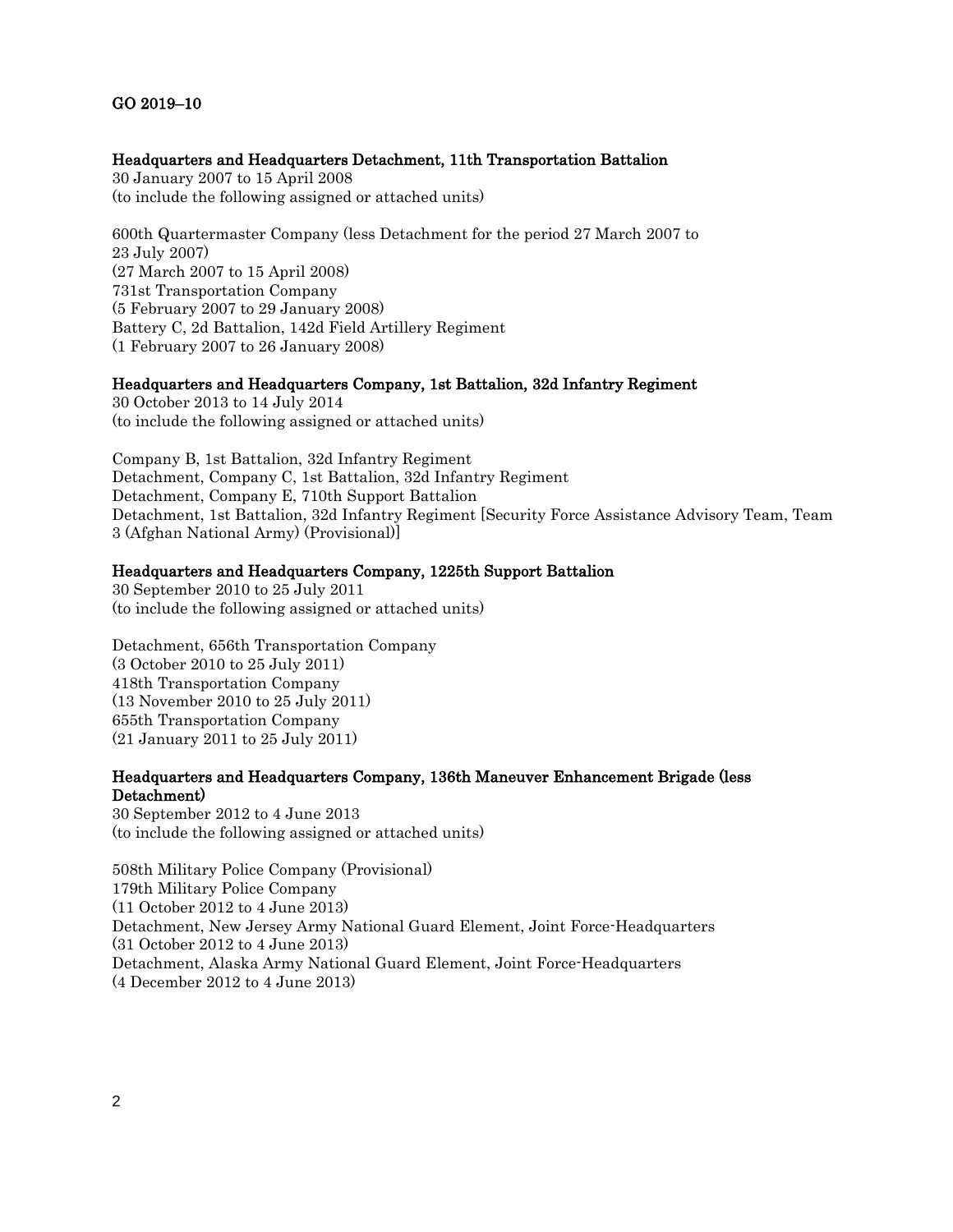GO 2019–10

**Headquarters and Headquarters Detachment, 11th Transportation Battalion**
30 January 2007 to 15 April 2008
(to include the following assigned or attached units)

600th Quartermaster Company (less Detachment for the period 27 March 2007 to 23 July 2007)
(27 March 2007 to 15 April 2008)
731st Transportation Company
(5 February 2007 to 29 January 2008)
Battery C, 2d Battalion, 142d Field Artillery Regiment
(1 February 2007 to 26 January 2008)

**Headquarters and Headquarters Company, 1st Battalion, 32d Infantry Regiment**
30 October 2013 to 14 July 2014
(to include the following assigned or attached units)

Company B, 1st Battalion, 32d Infantry Regiment
Detachment, Company C, 1st Battalion, 32d Infantry Regiment
Detachment, Company E, 710th Support Battalion
Detachment, 1st Battalion, 32d Infantry Regiment [Security Force Assistance Advisory Team, Team 3 (Afghan National Army) (Provisional)]

**Headquarters and Headquarters Company, 1225th Support Battalion**
30 September 2010 to 25 July 2011
(to include the following assigned or attached units)

Detachment, 656th Transportation Company
(3 October 2010 to 25 July 2011)
418th Transportation Company
(13 November 2010 to 25 July 2011)
655th Transportation Company
(21 January 2011 to 25 July 2011)

**Headquarters and Headquarters Company, 136th Maneuver Enhancement Brigade (less Detachment)**
30 September 2012 to 4 June 2013
(to include the following assigned or attached units)

508th Military Police Company (Provisional)
179th Military Police Company
(11 October 2012 to 4 June 2013)
Detachment, New Jersey Army National Guard Element, Joint Force-Headquarters
(31 October 2012 to 4 June 2013)
Detachment, Alaska Army National Guard Element, Joint Force-Headquarters
(4 December 2012 to 4 June 2013)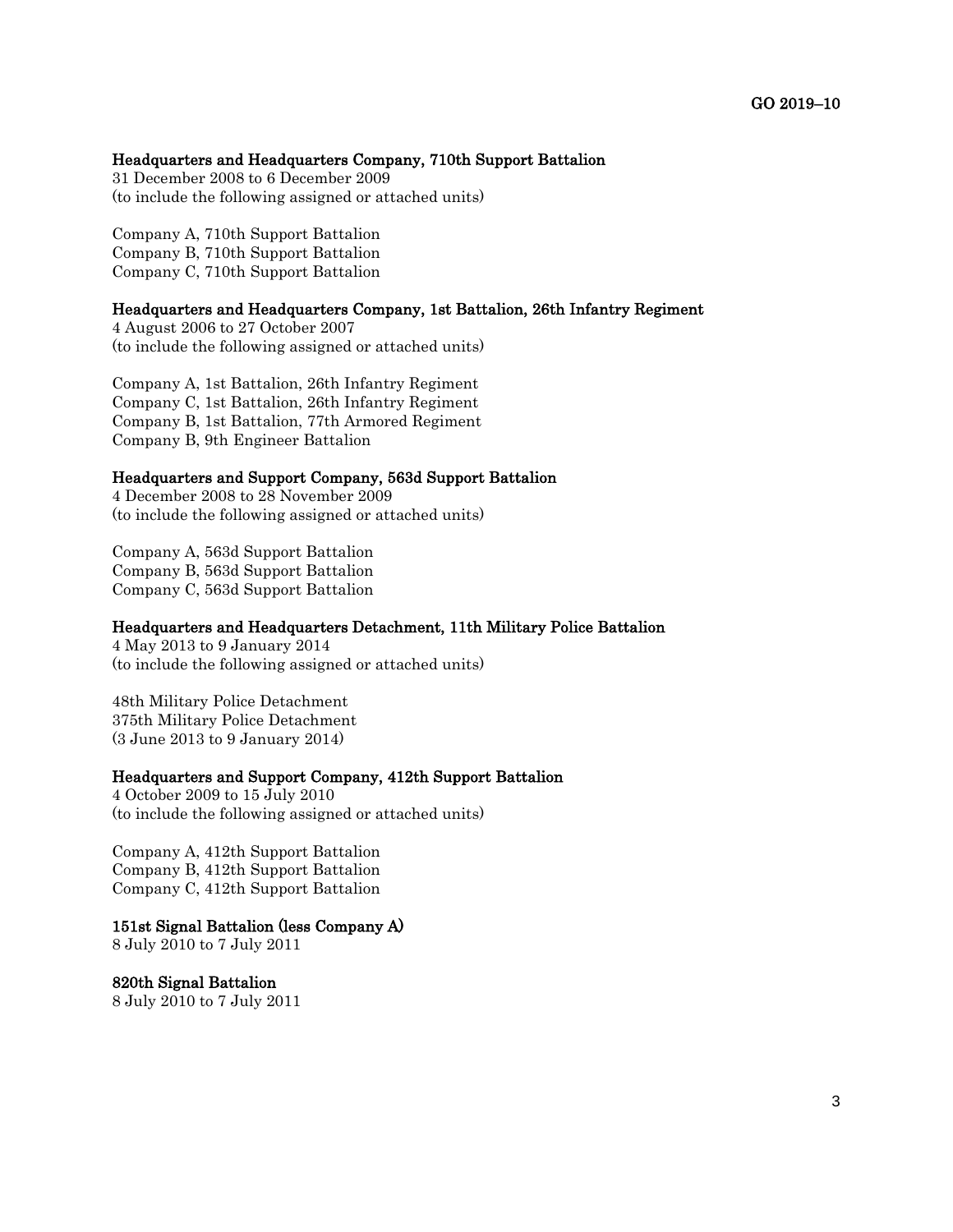**Headquarters and Headquarters Company, 710th Support Battalion**
31 December 2008 to 6 December 2009
(to include the following assigned or attached units)

Company A, 710th Support Battalion
Company B, 710th Support Battalion
Company C, 710th Support Battalion

**Headquarters and Headquarters Company, 1st Battalion, 26th Infantry Regiment**
4 August 2006 to 27 October 2007
(to include the following assigned or attached units)

Company A, 1st Battalion, 26th Infantry Regiment
Company C, 1st Battalion, 26th Infantry Regiment
Company B, 1st Battalion, 77th Armored Regiment
Company B, 9th Engineer Battalion

**Headquarters and Support Company, 563d Support Battalion**
4 December 2008 to 28 November 2009
(to include the following assigned or attached units)

Company A, 563d Support Battalion
Company B, 563d Support Battalion
Company C, 563d Support Battalion

**Headquarters and Headquarters Detachment, 11th Military Police Battalion**
4 May 2013 to 9 January 2014
(to include the following assigned or attached units)

48th Military Police Detachment
375th Military Police Detachment
(3 June 2013 to 9 January 2014)

**Headquarters and Support Company, 412th Support Battalion**
4 October 2009 to 15 July 2010
(to include the following assigned or attached units)

Company A, 412th Support Battalion
Company B, 412th Support Battalion
Company C, 412th Support Battalion

**151st Signal Battalion (less Company A)**
8 July 2010 to 7 July 2011

**820th Signal Battalion**
8 July 2010 to 7 July 2011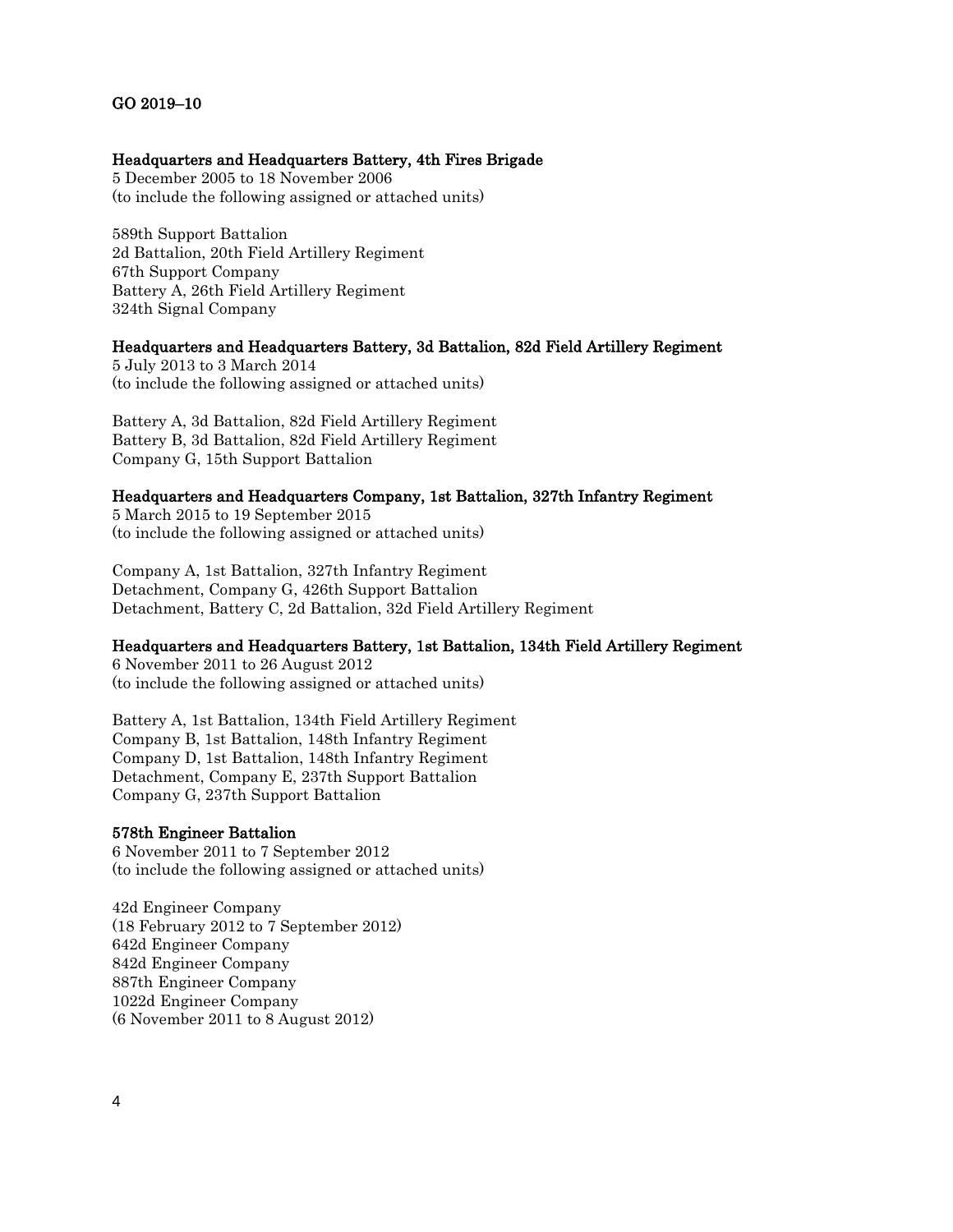**Headquarters and Headquarters Battery, 4th Fires Brigade**
5 December 2005 to 18 November 2006
(to include the following assigned or attached units)

589th Support Battalion
2d Battalion, 20th Field Artillery Regiment
67th Support Company
Battery A, 26th Field Artillery Regiment
324th Signal Company

**Headquarters and Headquarters Battery, 3d Battalion, 82d Field Artillery Regiment**
5 July 2013 to 3 March 2014
(to include the following assigned or attached units)

Battery A, 3d Battalion, 82d Field Artillery Regiment
Battery B, 3d Battalion, 82d Field Artillery Regiment
Company G, 15th Support Battalion

**Headquarters and Headquarters Company, 1st Battalion, 327th Infantry Regiment**
5 March 2015 to 19 September 2015
(to include the following assigned or attached units)

Company A, 1st Battalion, 327th Infantry Regiment
Detachment, Company G, 426th Support Battalion
Detachment, Battery C, 2d Battalion, 32d Field Artillery Regiment

**Headquarters and Headquarters Battery, 1st Battalion, 134th Field Artillery Regiment**
6 November 2011 to 26 August 2012
(to include the following assigned or attached units)

Battery A, 1st Battalion, 134th Field Artillery Regiment
Company B, 1st Battalion, 148th Infantry Regiment
Company D, 1st Battalion, 148th Infantry Regiment
Detachment, Company E, 237th Support Battalion
Company G, 237th Support Battalion

**578th Engineer Battalion**
6 November 2011 to 7 September 2012
(to include the following assigned or attached units)

42d Engineer Company
(18 February 2012 to 7 September 2012)
642d Engineer Company
842d Engineer Company
887th Engineer Company
1022d Engineer Company
(6 November 2011 to 8 August 2012)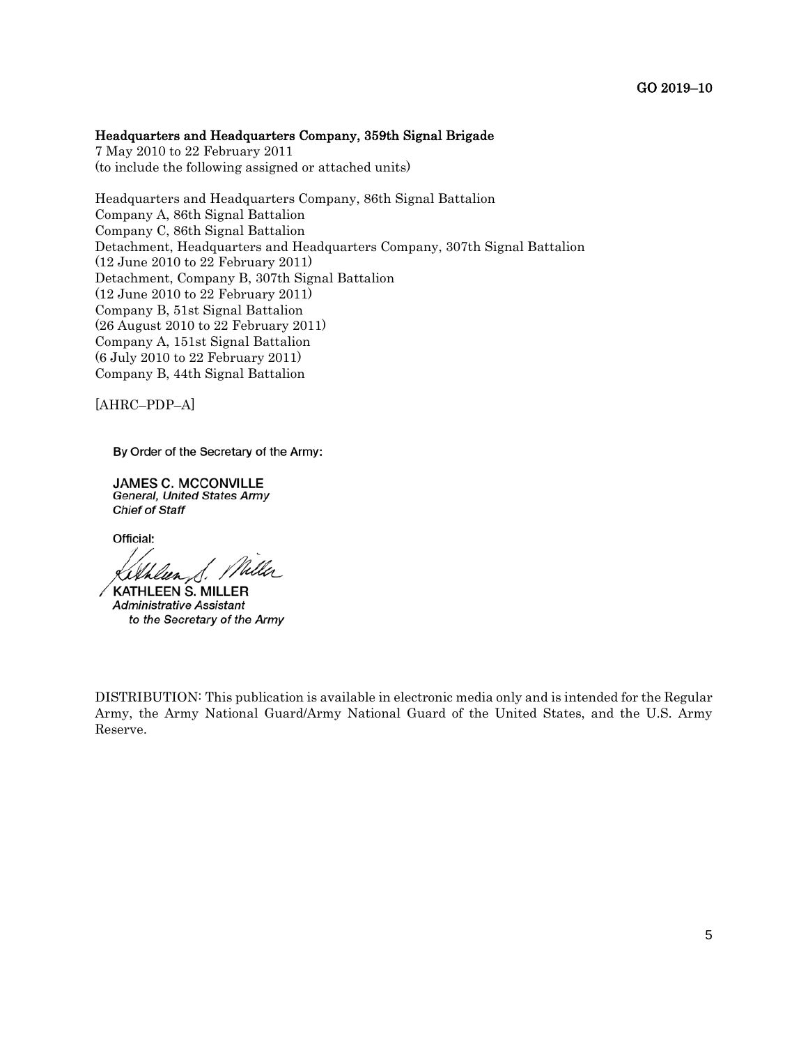**Headquarters and Headquarters Company, 359th Signal Brigade**
7 May 2010 to 22 February 2011
(to include the following assigned or attached units)

Headquarters and Headquarters Company, 86th Signal Battalion
Company A, 86th Signal Battalion
Company C, 86th Signal Battalion
Detachment, Headquarters and Headquarters Company, 307th Signal Battalion
(12 June 2010 to 22 February 2011)
Detachment, Company B, 307th Signal Battalion
(12 June 2010 to 22 February 2011)
Company B, 51st Signal Battalion
(26 August 2010 to 22 February 2011)
Company A, 151st Signal Battalion
(6 July 2010 to 22 February 2011)
Company B, 44th Signal Battalion

[AHRC–PDP–A]

By Order of the Secretary of the Army:

**JAMES C. MCCONVILLE**
*General, United States Army*
*Chief of Staff*

Official:

**KATHLEEN S. MILLER**
*Administrative Assistant to the Secretary of the Army*

DISTRIBUTION: This publication is available in electronic media only and is intended for the Regular Army, the Army National Guard/Army National Guard of the United States, and the U.S. Army Reserve.